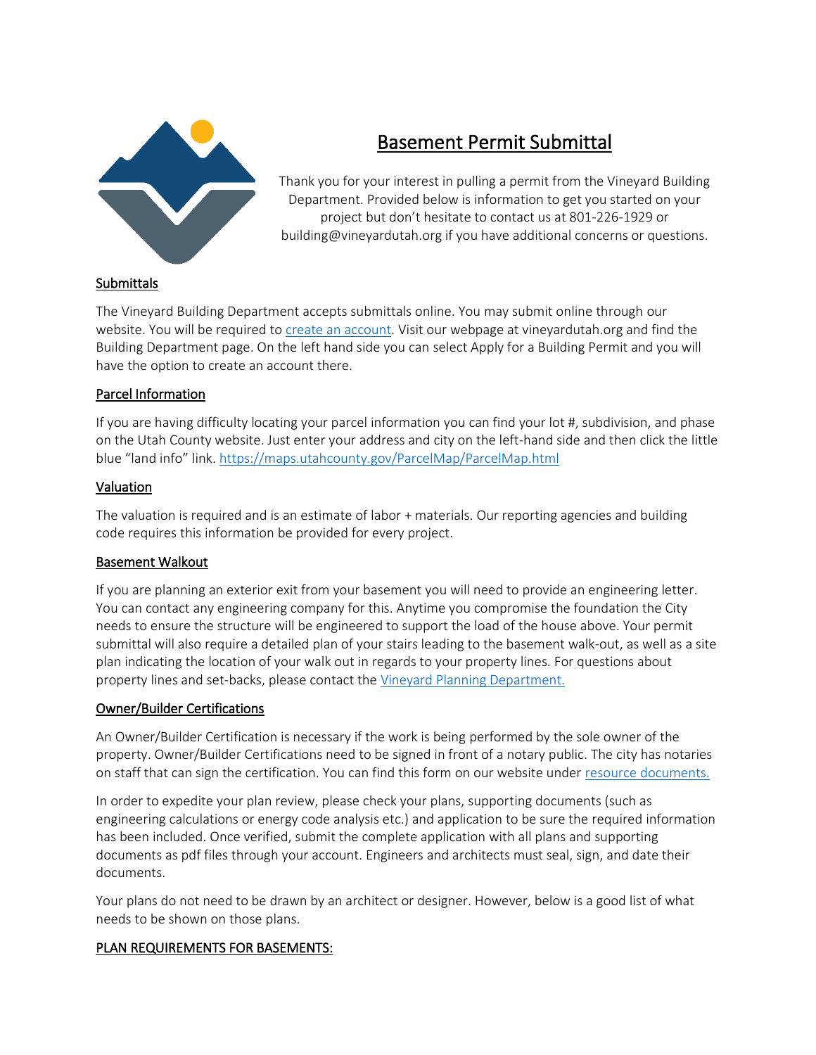# Basement Permit Submittal

Thank you for your interest in pulling a permit from the Vineyard Building Department. Provided below is information to get you started on your project but don't hesitate to contact us at 801-226-1929 or building@vineyardutah.org if you have additional concerns or questions.

## Submittals

The Vineyard Building Department accepts submittals online. You may submit online through our website. You will be required to create an account. Visit our webpage at vineyardutah.org and find the Building Department page. On the left hand side you can select Apply for a Building Permit and you will have the option to create an account there.

## Parcel Information

If you are having difficulty locating your parcel information you can find your lot #, subdivision, and phase on the Utah County website. Just enter your address and city on the left-hand side and then click the little blue "land info" link. https://maps.utahcounty.gov/ParcelMap/ParcelMap.html

## Valuation

The valuation is required and is an estimate of labor + materials. Our reporting agencies and building code requires this information be provided for every project.

## Basement Walkout

If you are planning an exterior exit from your basement you will need to provide an engineering letter. You can contact any engineering company for this. Anytime you compromise the foundation the City needs to ensure the structure will be engineered to support the load of the house above. Your permit submittal will also require a detailed plan of your stairs leading to the basement walk-out, as well as a site plan indicating the location of your walk out in regards to your property lines. For questions about property lines and set-backs, please contact the Vineyard Planning Department.

## Owner/Builder Certifications

An Owner/Builder Certification is necessary if the work is being performed by the sole owner of the property. Owner/Builder Certifications need to be signed in front of a notary public. The city has notaries on staff that can sign the certification. You can find this form on our website under resource documents.

In order to expedite your plan review, please check your plans, supporting documents (such as engineering calculations or energy code analysis etc.) and application to be sure the required information has been included. Once verified, submit the complete application with all plans and supporting documents as pdf files through your account. Engineers and architects must seal, sign, and date their documents.

Your plans do not need to be drawn by an architect or designer. However, below is a good list of what needs to be shown on those plans.

## PLAN REQUIREMENTS FOR BASEMENTS: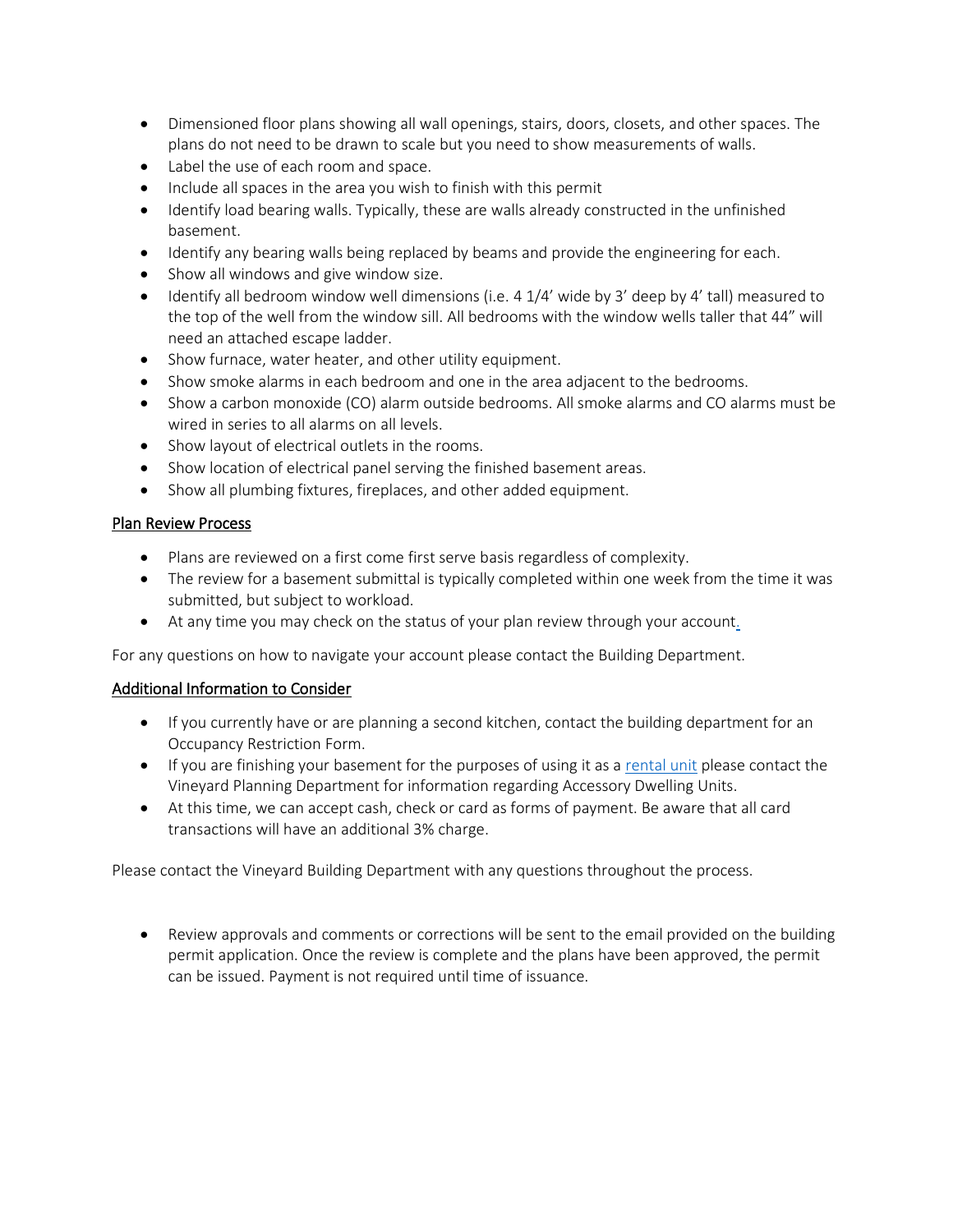- Dimensioned floor plans showing all wall openings, stairs, doors, closets, and other spaces. The plans do not need to be drawn to scale but you need to show measurements of walls.
- Label the use of each room and space.
- Include all spaces in the area you wish to finish with this permit
- Identify load bearing walls. Typically, these are walls already constructed in the unfinished basement.
- Identify any bearing walls being replaced by beams and provide the engineering for each.
- Show all windows and give window size.
- Identify all bedroom window well dimensions (i.e. 4 1/4' wide by 3' deep by 4' tall) measured to the top of the well from the window sill. All bedrooms with the window wells taller that 44" will need an attached escape ladder.
- Show furnace, water heater, and other utility equipment.
- Show smoke alarms in each bedroom and one in the area adjacent to the bedrooms.
- Show a carbon monoxide (CO) alarm outside bedrooms. All smoke alarms and CO alarms must be wired in series to all alarms on all levels.
- Show layout of electrical outlets in the rooms.
- Show location of electrical panel serving the finished basement areas.
- Show all plumbing fixtures, fireplaces, and other added equipment.

## Plan Review Process

- Plans are reviewed on a first come first serve basis regardless of complexity.
- The review for a basement submittal is typically completed within one week from the time it was submitted, but subject to workload.
- At any time you may check on the status of your plan review through your account.

For any questions on how to navigate your account please contact the Building Department.

## Additional Information to Consider

- If you currently have or are planning a second kitchen, contact the building department for an Occupancy Restriction Form.
- If you are finishing your basement for the purposes of using it as a rental unit please contact the Vineyard Planning Department for information regarding Accessory Dwelling Units.
- At this time, we can accept cash, check or card as forms of payment. Be aware that all card transactions will have an additional 3% charge.

Please contact the Vineyard Building Department with any questions throughout the process.

- Review approvals and comments or corrections will be sent to the email provided on the building permit application. Once the review is complete and the plans have been approved, the permit can be issued. Payment is not required until time of issuance.